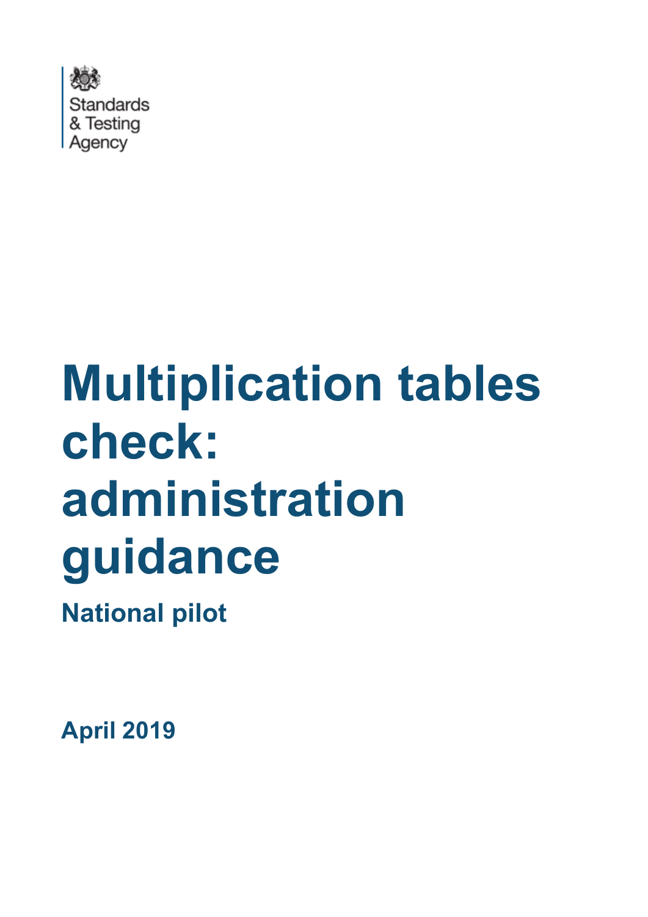Standards & Testing Agency

# Multiplication tables check: administration guidance

## National pilot

April 2019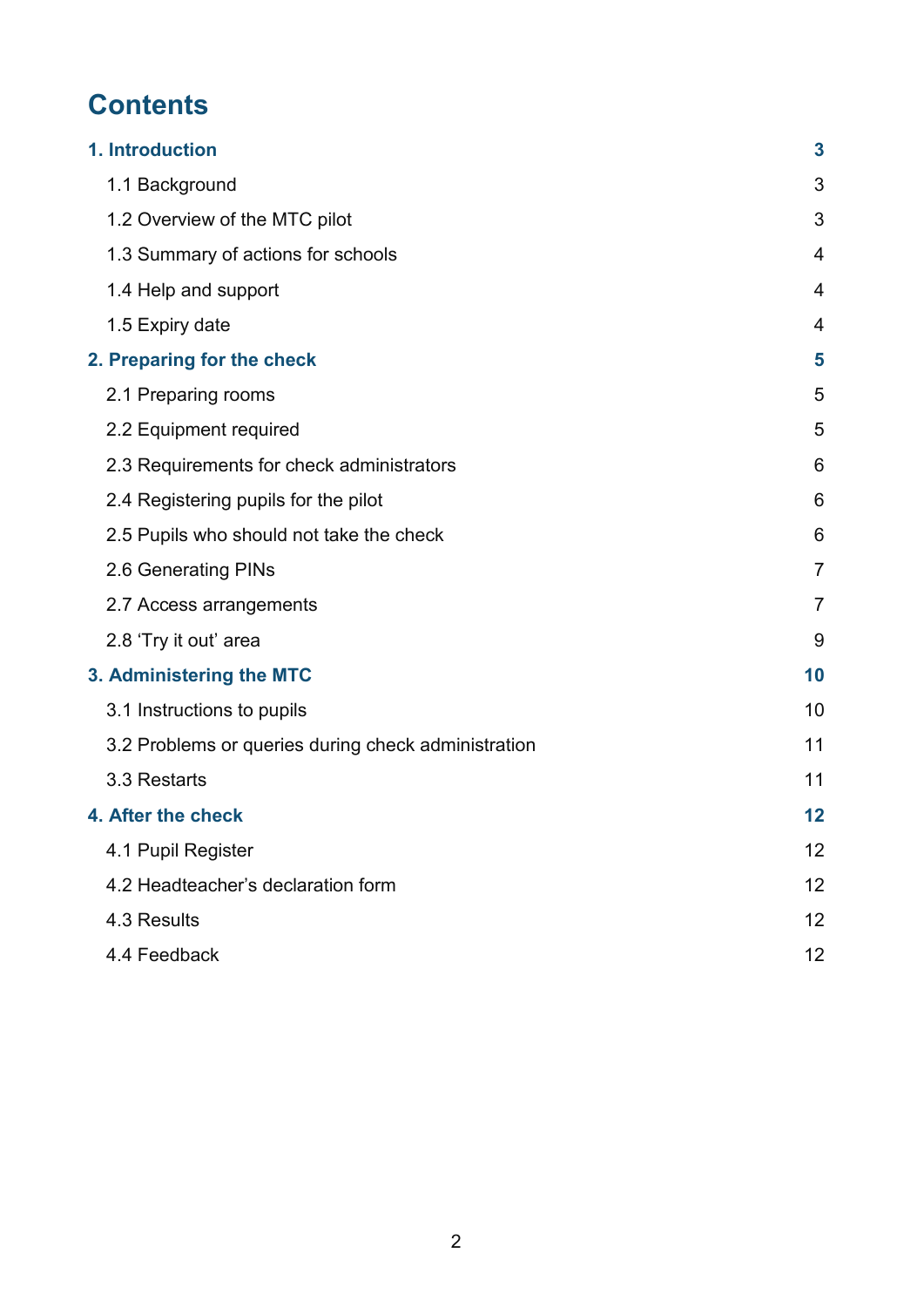# Contents

**1. Introduction** 3

- 1.1 Background 3
- 1.2 Overview of the MTC pilot 3
- 1.3 Summary of actions for schools 4
- 1.4 Help and support 4
- 1.5 Expiry date 4

**2. Preparing for the check** 5

- 2.1 Preparing rooms 5
- 2.2 Equipment required 5
- 2.3 Requirements for check administrators 6
- 2.4 Registering pupils for the pilot 6
- 2.5 Pupils who should not take the check 6
- 2.6 Generating PINs 7
- 2.7 Access arrangements 7
- 2.8 'Try it out' area 9

**3. Administering the MTC** 10

- 3.1 Instructions to pupils 10
- 3.2 Problems or queries during check administration 11
- 3.3 Restarts 11

**4. After the check** 12

- 4.1 Pupil Register 12
- 4.2 Headteacher's declaration form 12
- 4.3 Results 12
- 4.4 Feedback 12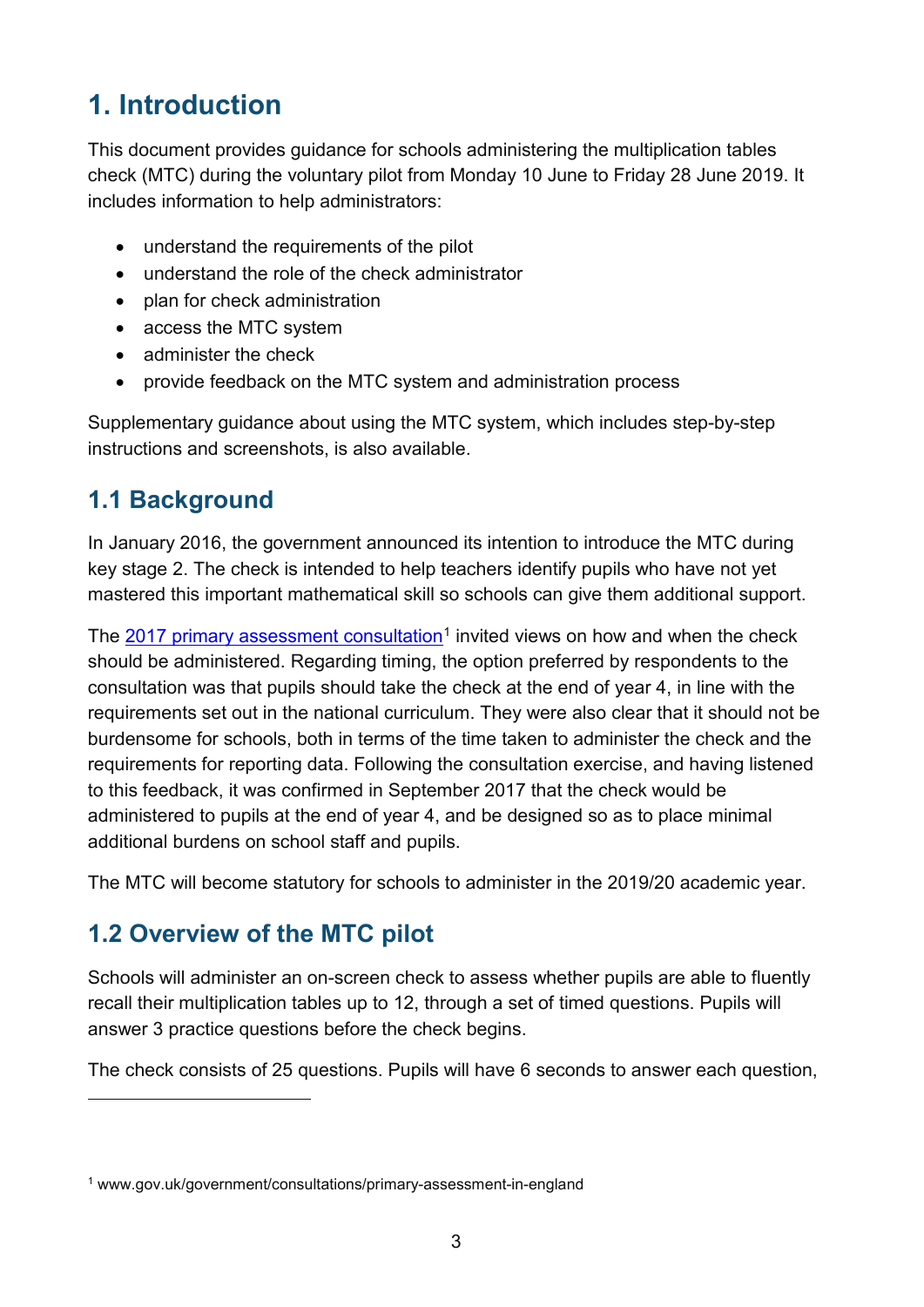# 1. Introduction

This document provides guidance for schools administering the multiplication tables check (MTC) during the voluntary pilot from Monday 10 June to Friday 28 June 2019. It includes information to help administrators:

- understand the requirements of the pilot
- understand the role of the check administrator
- plan for check administration
- access the MTC system
- administer the check
- provide feedback on the MTC system and administration process

Supplementary guidance about using the MTC system, which includes step-by-step instructions and screenshots, is also available.

## 1.1 Background

In January 2016, the government announced its intention to introduce the MTC during key stage 2. The check is intended to help teachers identify pupils who have not yet mastered this important mathematical skill so schools can give them additional support.

The 2017 primary assessment consultation[1] invited views on how and when the check should be administered. Regarding timing, the option preferred by respondents to the consultation was that pupils should take the check at the end of year 4, in line with the requirements set out in the national curriculum. They were also clear that it should not be burdensome for schools, both in terms of the time taken to administer the check and the requirements for reporting data. Following the consultation exercise, and having listened to this feedback, it was confirmed in September 2017 that the check would be administered to pupils at the end of year 4, and be designed so as to place minimal additional burdens on school staff and pupils.

The MTC will become statutory for schools to administer in the 2019/20 academic year.

## 1.2 Overview of the MTC pilot

Schools will administer an on-screen check to assess whether pupils are able to fluently recall their multiplication tables up to 12, through a set of timed questions. Pupils will answer 3 practice questions before the check begins.

The check consists of 25 questions. Pupils will have 6 seconds to answer each question,

---

[1] www.gov.uk/government/consultations/primary-assessment-in-england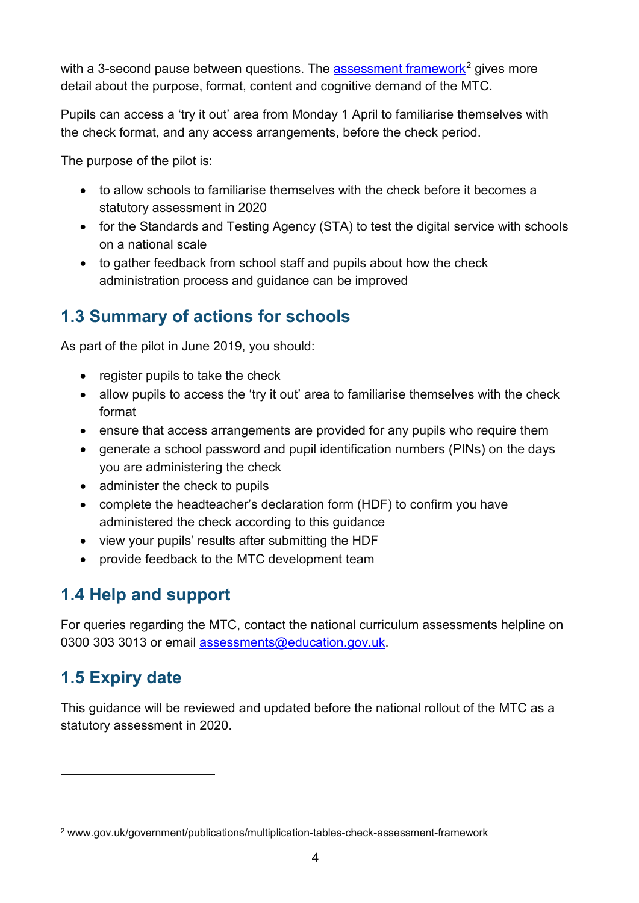with a 3-second pause between questions. The assessment framework[2] gives more detail about the purpose, format, content and cognitive demand of the MTC.

Pupils can access a 'try it out' area from Monday 1 April to familiarise themselves with the check format, and any access arrangements, before the check period.

The purpose of the pilot is:

- to allow schools to familiarise themselves with the check before it becomes a statutory assessment in 2020
- for the Standards and Testing Agency (STA) to test the digital service with schools on a national scale
- to gather feedback from school staff and pupils about how the check administration process and guidance can be improved

## 1.3 Summary of actions for schools

As part of the pilot in June 2019, you should:

- register pupils to take the check
- allow pupils to access the 'try it out' area to familiarise themselves with the check format
- ensure that access arrangements are provided for any pupils who require them
- generate a school password and pupil identification numbers (PINs) on the days you are administering the check
- administer the check to pupils
- complete the headteacher's declaration form (HDF) to confirm you have administered the check according to this guidance
- view your pupils' results after submitting the HDF
- provide feedback to the MTC development team

## 1.4 Help and support

For queries regarding the MTC, contact the national curriculum assessments helpline on 0300 303 3013 or email assessments@education.gov.uk.

## 1.5 Expiry date

This guidance will be reviewed and updated before the national rollout of the MTC as a statutory assessment in 2020.

[2] www.gov.uk/government/publications/multiplication-tables-check-assessment-framework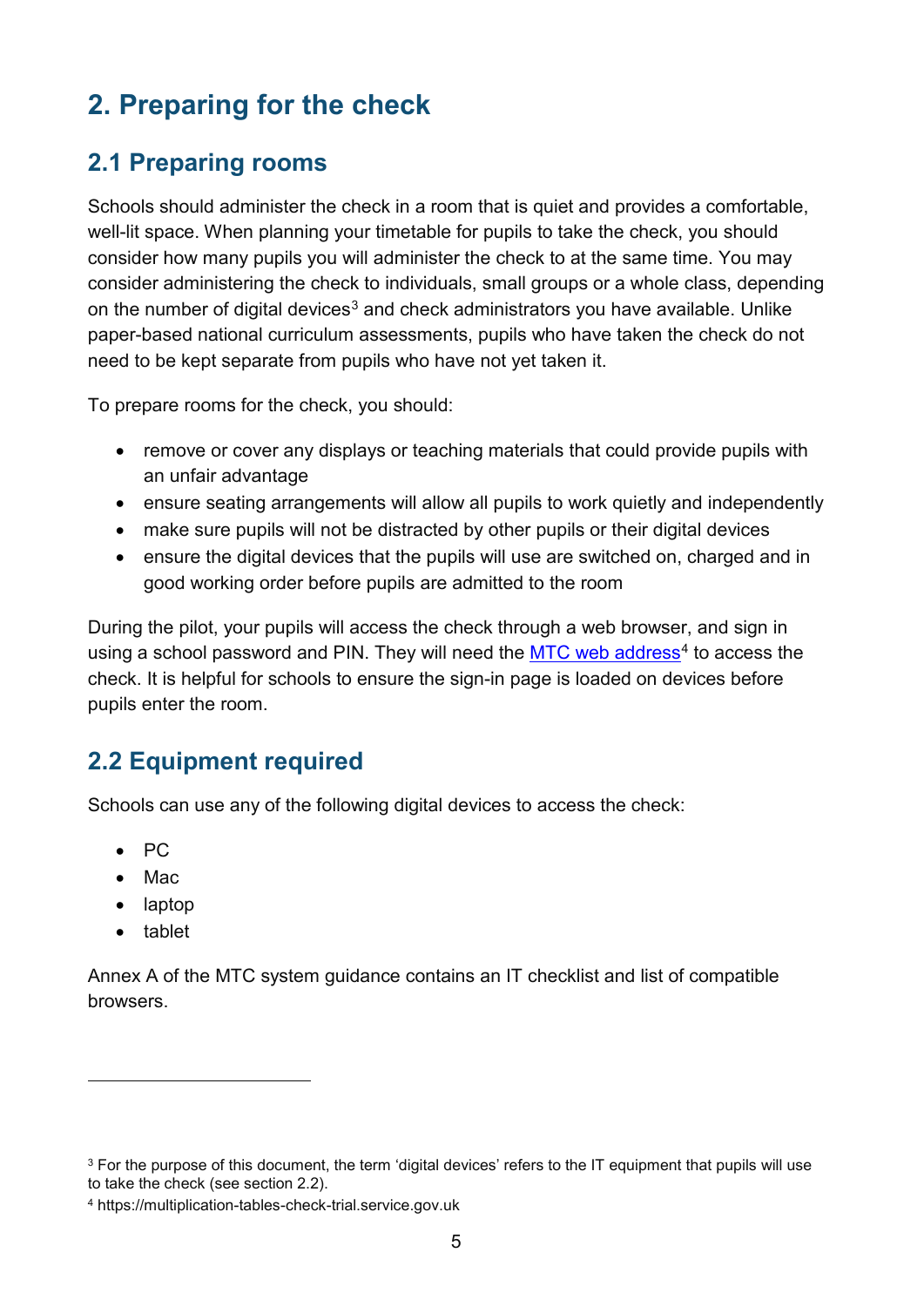# 2. Preparing for the check

## 2.1 Preparing rooms

Schools should administer the check in a room that is quiet and provides a comfortable, well-lit space. When planning your timetable for pupils to take the check, you should consider how many pupils you will administer the check to at the same time. You may consider administering the check to individuals, small groups or a whole class, depending on the number of digital devices[3] and check administrators you have available. Unlike paper-based national curriculum assessments, pupils who have taken the check do not need to be kept separate from pupils who have not yet taken it.

To prepare rooms for the check, you should:

- remove or cover any displays or teaching materials that could provide pupils with an unfair advantage
- ensure seating arrangements will allow all pupils to work quietly and independently
- make sure pupils will not be distracted by other pupils or their digital devices
- ensure the digital devices that the pupils will use are switched on, charged and in good working order before pupils are admitted to the room

During the pilot, your pupils will access the check through a web browser, and sign in using a school password and PIN. They will need the MTC web address[4] to access the check. It is helpful for schools to ensure the sign-in page is loaded on devices before pupils enter the room.

## 2.2 Equipment required

Schools can use any of the following digital devices to access the check:

- PC
- Mac
- laptop
- tablet

Annex A of the MTC system guidance contains an IT checklist and list of compatible browsers.

---

[3] For the purpose of this document, the term 'digital devices' refers to the IT equipment that pupils will use to take the check (see section 2.2).

[4] https://multiplication-tables-check-trial.service.gov.uk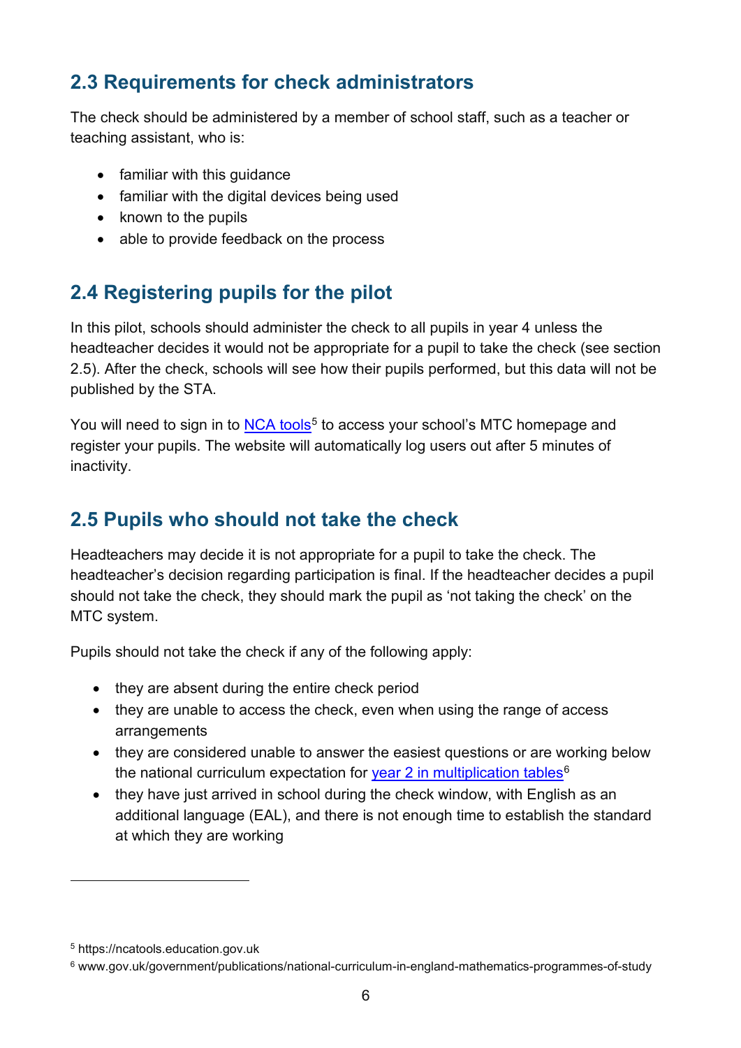## 2.3 Requirements for check administrators

The check should be administered by a member of school staff, such as a teacher or teaching assistant, who is:

- familiar with this guidance
- familiar with the digital devices being used
- known to the pupils
- able to provide feedback on the process

## 2.4 Registering pupils for the pilot

In this pilot, schools should administer the check to all pupils in year 4 unless the headteacher decides it would not be appropriate for a pupil to take the check (see section 2.5). After the check, schools will see how their pupils performed, but this data will not be published by the STA.

You will need to sign in to NCA tools[5] to access your school's MTC homepage and register your pupils. The website will automatically log users out after 5 minutes of inactivity.

## 2.5 Pupils who should not take the check

Headteachers may decide it is not appropriate for a pupil to take the check. The headteacher's decision regarding participation is final. If the headteacher decides a pupil should not take the check, they should mark the pupil as 'not taking the check' on the MTC system.

Pupils should not take the check if any of the following apply:

- they are absent during the entire check period
- they are unable to access the check, even when using the range of access arrangements
- they are considered unable to answer the easiest questions or are working below the national curriculum expectation for year 2 in multiplication tables[6]
- they have just arrived in school during the check window, with English as an additional language (EAL), and there is not enough time to establish the standard at which they are working

---

[5] https://ncatools.education.gov.uk

[6] www.gov.uk/government/publications/national-curriculum-in-england-mathematics-programmes-of-study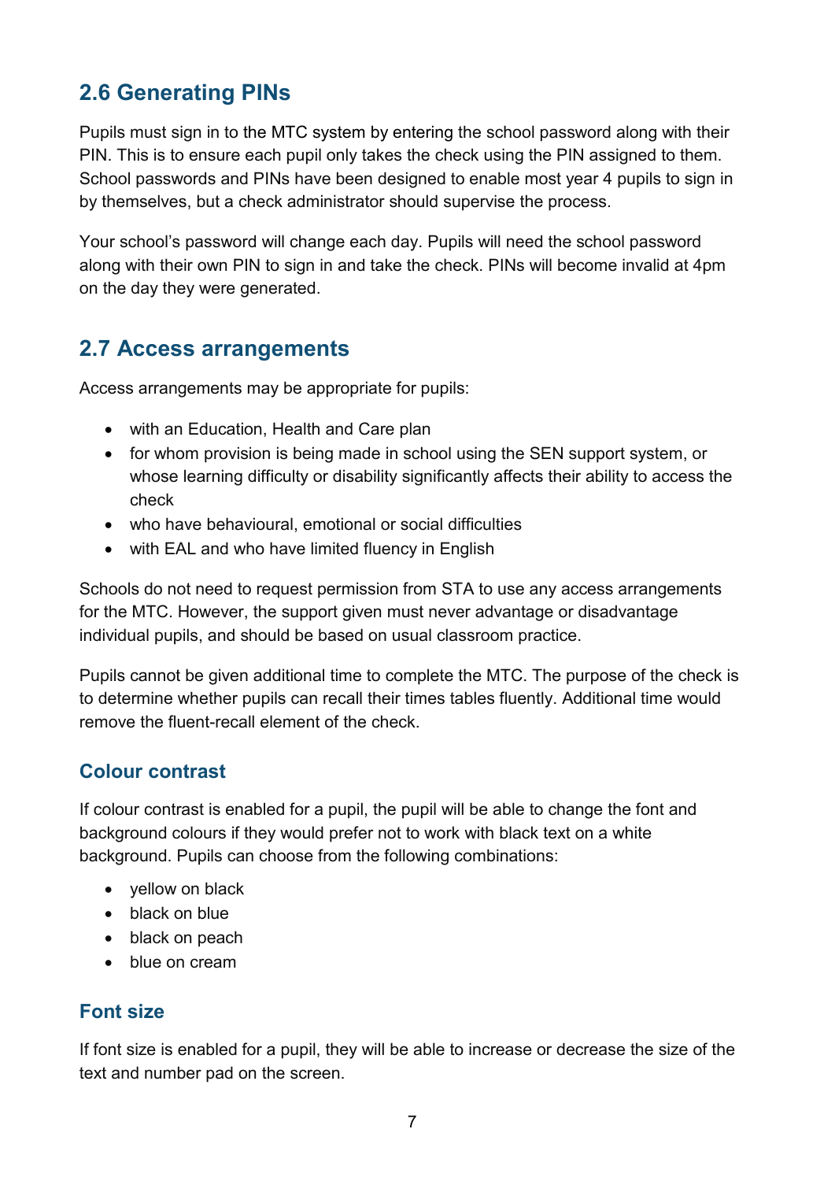## 2.6 Generating PINs

Pupils must sign in to the MTC system by entering the school password along with their PIN. This is to ensure each pupil only takes the check using the PIN assigned to them. School passwords and PINs have been designed to enable most year 4 pupils to sign in by themselves, but a check administrator should supervise the process.

Your school's password will change each day. Pupils will need the school password along with their own PIN to sign in and take the check. PINs will become invalid at 4pm on the day they were generated.

## 2.7 Access arrangements

Access arrangements may be appropriate for pupils:

- with an Education, Health and Care plan
- for whom provision is being made in school using the SEN support system, or whose learning difficulty or disability significantly affects their ability to access the check
- who have behavioural, emotional or social difficulties
- with EAL and who have limited fluency in English

Schools do not need to request permission from STA to use any access arrangements for the MTC. However, the support given must never advantage or disadvantage individual pupils, and should be based on usual classroom practice.

Pupils cannot be given additional time to complete the MTC. The purpose of the check is to determine whether pupils can recall their times tables fluently. Additional time would remove the fluent-recall element of the check.

### Colour contrast

If colour contrast is enabled for a pupil, the pupil will be able to change the font and background colours if they would prefer not to work with black text on a white background. Pupils can choose from the following combinations:

- yellow on black
- black on blue
- black on peach
- blue on cream

### Font size

If font size is enabled for a pupil, they will be able to increase or decrease the size of the text and number pad on the screen.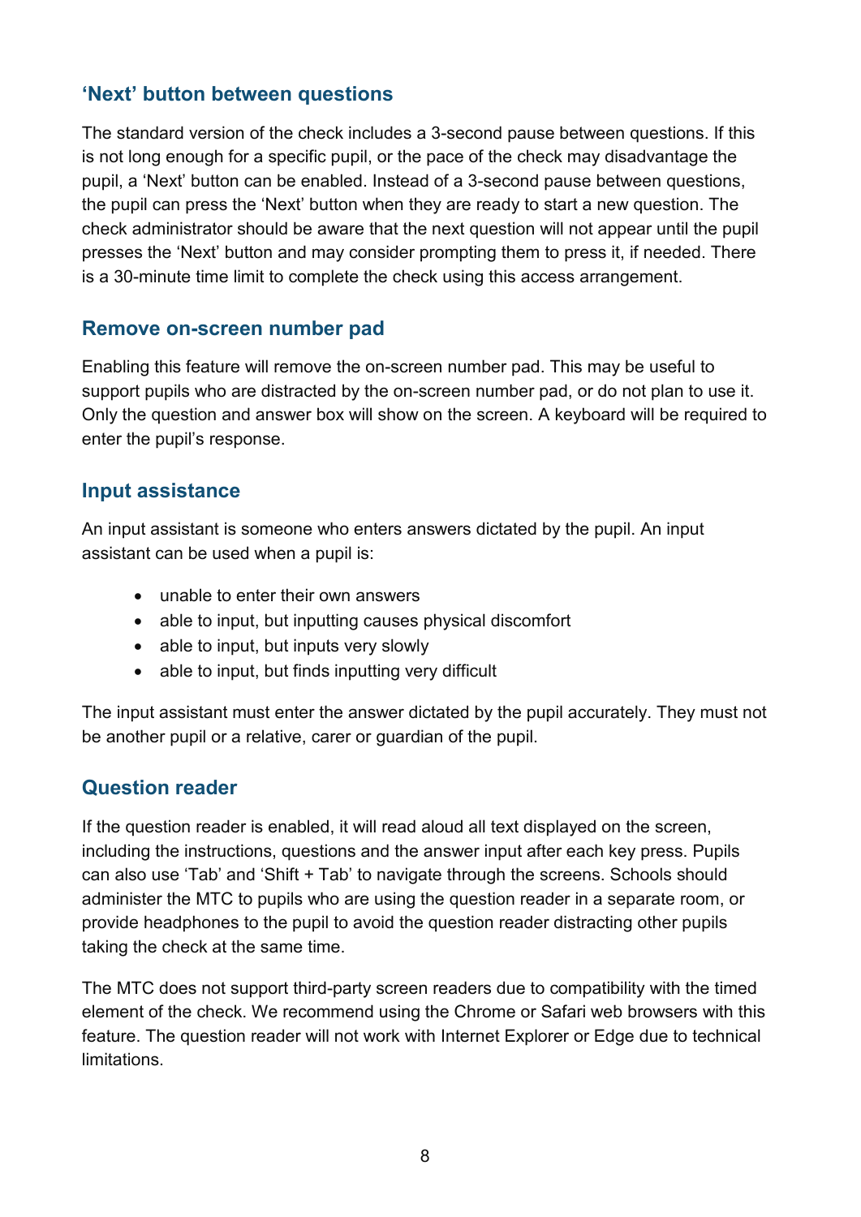## 'Next' button between questions

The standard version of the check includes a 3-second pause between questions. If this is not long enough for a specific pupil, or the pace of the check may disadvantage the pupil, a 'Next' button can be enabled. Instead of a 3-second pause between questions, the pupil can press the 'Next' button when they are ready to start a new question. The check administrator should be aware that the next question will not appear until the pupil presses the 'Next' button and may consider prompting them to press it, if needed. There is a 30-minute time limit to complete the check using this access arrangement.

## Remove on-screen number pad

Enabling this feature will remove the on-screen number pad. This may be useful to support pupils who are distracted by the on-screen number pad, or do not plan to use it. Only the question and answer box will show on the screen. A keyboard will be required to enter the pupil's response.

## Input assistance

An input assistant is someone who enters answers dictated by the pupil. An input assistant can be used when a pupil is:

- unable to enter their own answers
- able to input, but inputting causes physical discomfort
- able to input, but inputs very slowly
- able to input, but finds inputting very difficult

The input assistant must enter the answer dictated by the pupil accurately. They must not be another pupil or a relative, carer or guardian of the pupil.

## Question reader

If the question reader is enabled, it will read aloud all text displayed on the screen, including the instructions, questions and the answer input after each key press. Pupils can also use 'Tab' and 'Shift + Tab' to navigate through the screens. Schools should administer the MTC to pupils who are using the question reader in a separate room, or provide headphones to the pupil to avoid the question reader distracting other pupils taking the check at the same time.

The MTC does not support third-party screen readers due to compatibility with the timed element of the check. We recommend using the Chrome or Safari web browsers with this feature. The question reader will not work with Internet Explorer or Edge due to technical limitations.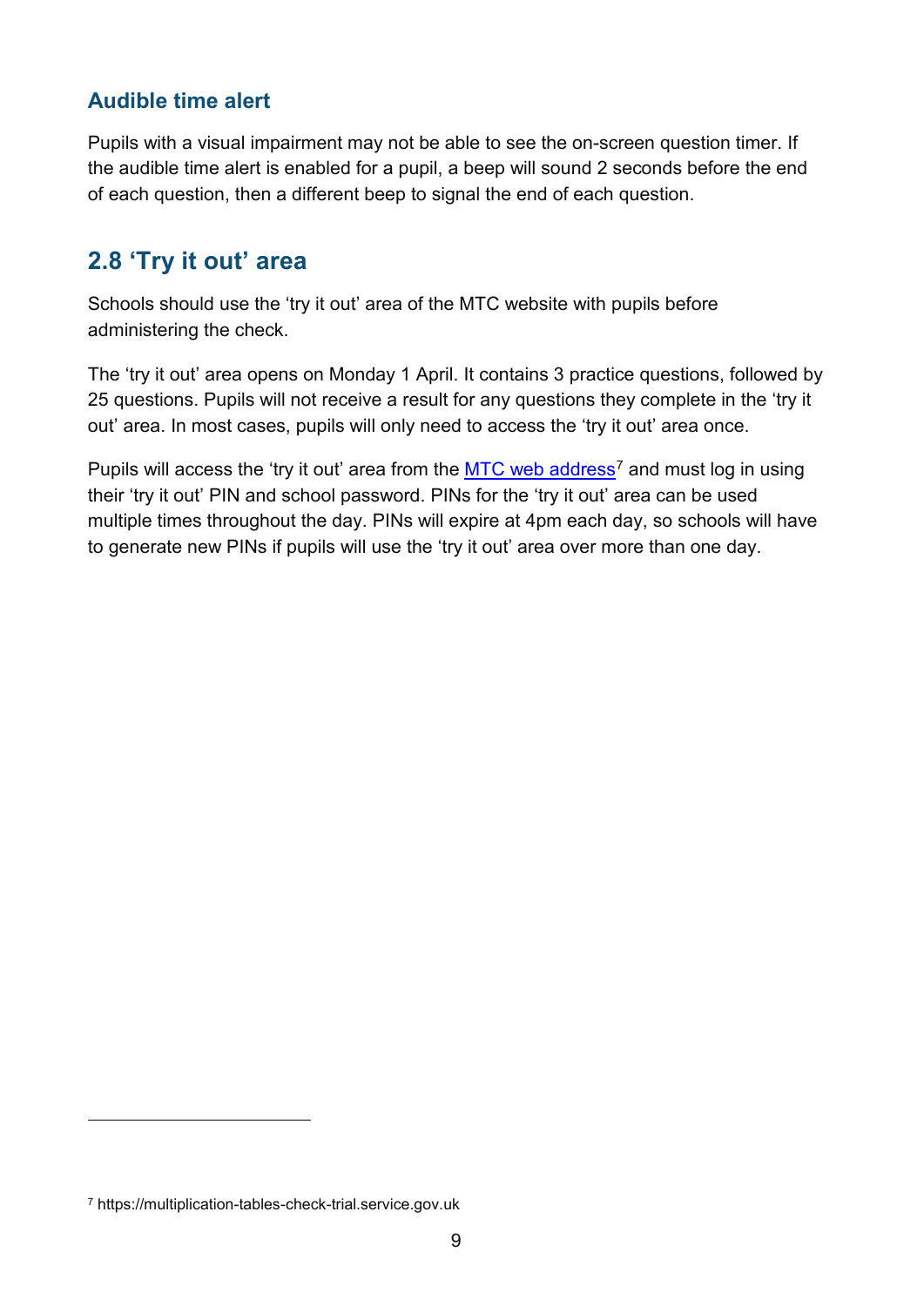### Audible time alert

Pupils with a visual impairment may not be able to see the on-screen question timer. If the audible time alert is enabled for a pupil, a beep will sound 2 seconds before the end of each question, then a different beep to signal the end of each question.

## 2.8 'Try it out' area

Schools should use the 'try it out' area of the MTC website with pupils before administering the check.

The 'try it out' area opens on Monday 1 April. It contains 3 practice questions, followed by 25 questions. Pupils will not receive a result for any questions they complete in the 'try it out' area. In most cases, pupils will only need to access the 'try it out' area once.

Pupils will access the 'try it out' area from the MTC web address[7] and must log in using their 'try it out' PIN and school password. PINs for the 'try it out' area can be used multiple times throughout the day. PINs will expire at 4pm each day, so schools will have to generate new PINs if pupils will use the 'try it out' area over more than one day.

---

[7] https://multiplication-tables-check-trial.service.gov.uk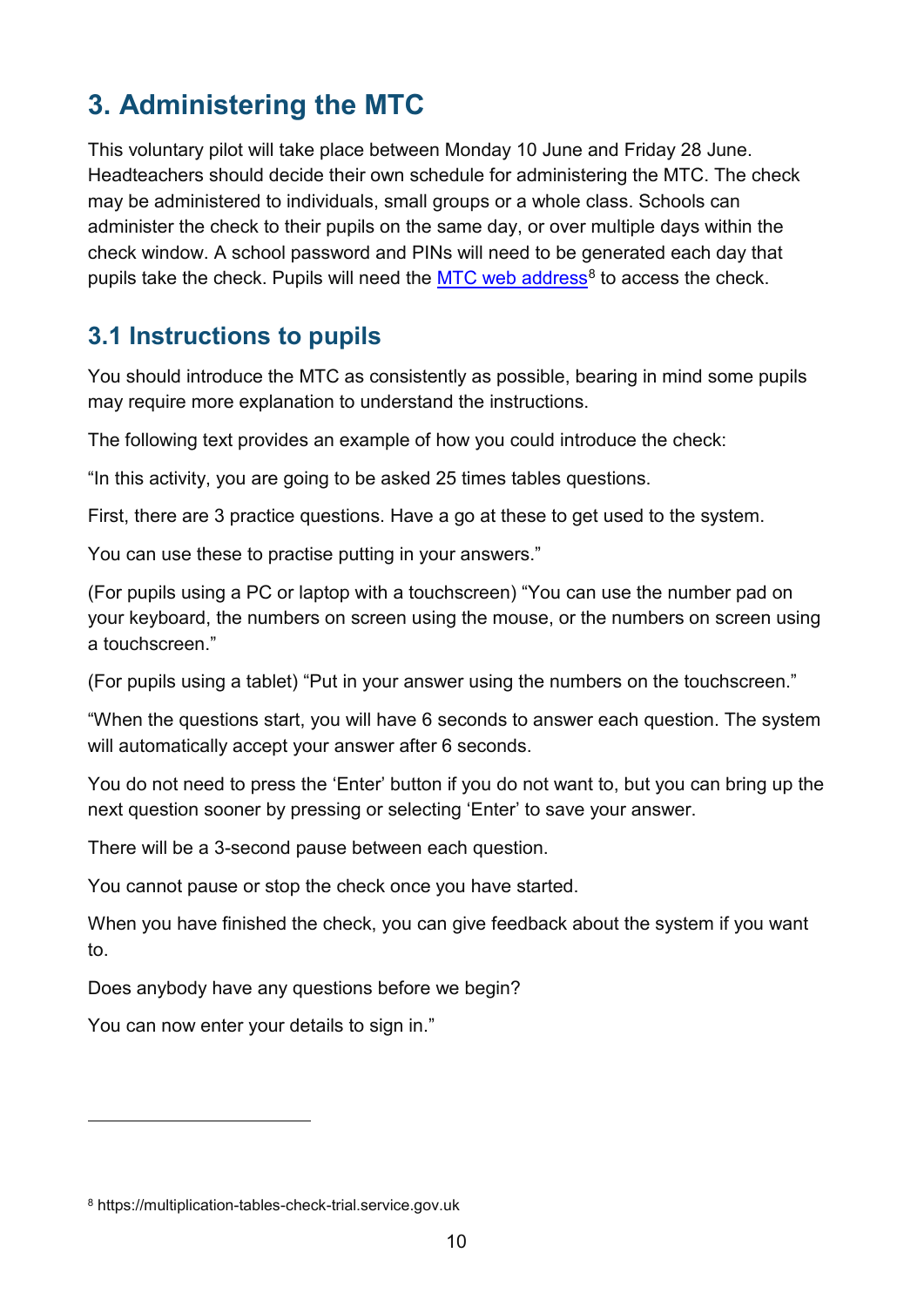## 3. Administering the MTC

This voluntary pilot will take place between Monday 10 June and Friday 28 June. Headteachers should decide their own schedule for administering the MTC. The check may be administered to individuals, small groups or a whole class. Schools can administer the check to their pupils on the same day, or over multiple days within the check window. A school password and PINs will need to be generated each day that pupils take the check. Pupils will need the MTC web address[8] to access the check.

### 3.1 Instructions to pupils

You should introduce the MTC as consistently as possible, bearing in mind some pupils may require more explanation to understand the instructions.

The following text provides an example of how you could introduce the check:

"In this activity, you are going to be asked 25 times tables questions.

First, there are 3 practice questions. Have a go at these to get used to the system.

You can use these to practise putting in your answers."

(For pupils using a PC or laptop with a touchscreen) "You can use the number pad on your keyboard, the numbers on screen using the mouse, or the numbers on screen using a touchscreen."

(For pupils using a tablet) "Put in your answer using the numbers on the touchscreen."

"When the questions start, you will have 6 seconds to answer each question. The system will automatically accept your answer after 6 seconds.

You do not need to press the 'Enter' button if you do not want to, but you can bring up the next question sooner by pressing or selecting 'Enter' to save your answer.

There will be a 3-second pause between each question.

You cannot pause or stop the check once you have started.

When you have finished the check, you can give feedback about the system if you want to.

Does anybody have any questions before we begin?

You can now enter your details to sign in."

---

[8] https://multiplication-tables-check-trial.service.gov.uk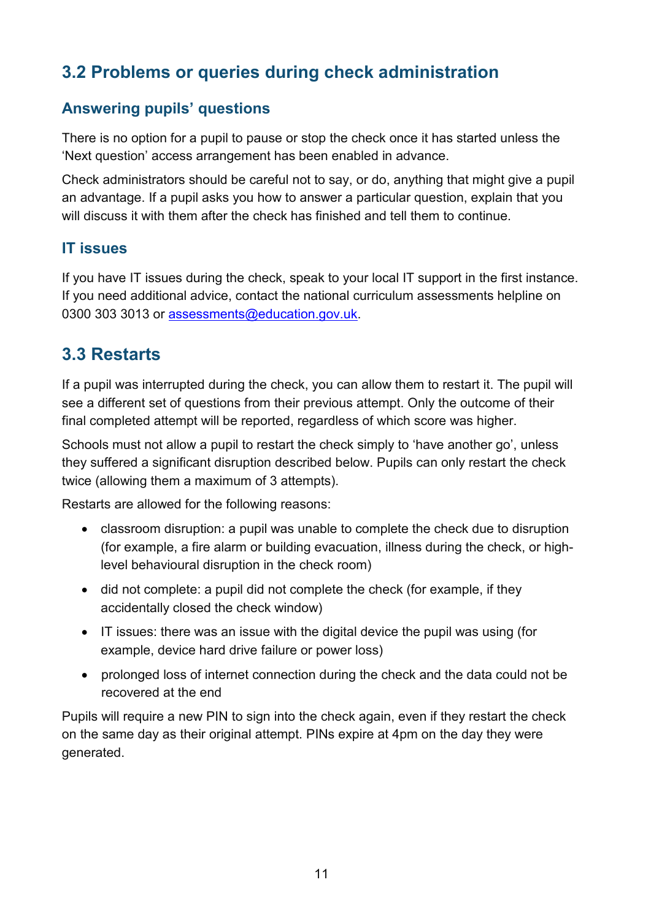## 3.2 Problems or queries during check administration

### Answering pupils' questions

There is no option for a pupil to pause or stop the check once it has started unless the 'Next question' access arrangement has been enabled in advance.

Check administrators should be careful not to say, or do, anything that might give a pupil an advantage. If a pupil asks you how to answer a particular question, explain that you will discuss it with them after the check has finished and tell them to continue.

### IT issues

If you have IT issues during the check, speak to your local IT support in the first instance. If you need additional advice, contact the national curriculum assessments helpline on 0300 303 3013 or [assessments@education.gov.uk](mailto:assessments@education.gov.uk).

## 3.3 Restarts

If a pupil was interrupted during the check, you can allow them to restart it. The pupil will see a different set of questions from their previous attempt. Only the outcome of their final completed attempt will be reported, regardless of which score was higher.

Schools must not allow a pupil to restart the check simply to 'have another go', unless they suffered a significant disruption described below. Pupils can only restart the check twice (allowing them a maximum of 3 attempts).

Restarts are allowed for the following reasons:

- classroom disruption: a pupil was unable to complete the check due to disruption (for example, a fire alarm or building evacuation, illness during the check, or high-level behavioural disruption in the check room)
- did not complete: a pupil did not complete the check (for example, if they accidentally closed the check window)
- IT issues: there was an issue with the digital device the pupil was using (for example, device hard drive failure or power loss)
- prolonged loss of internet connection during the check and the data could not be recovered at the end

Pupils will require a new PIN to sign into the check again, even if they restart the check on the same day as their original attempt. PINs expire at 4pm on the day they were generated.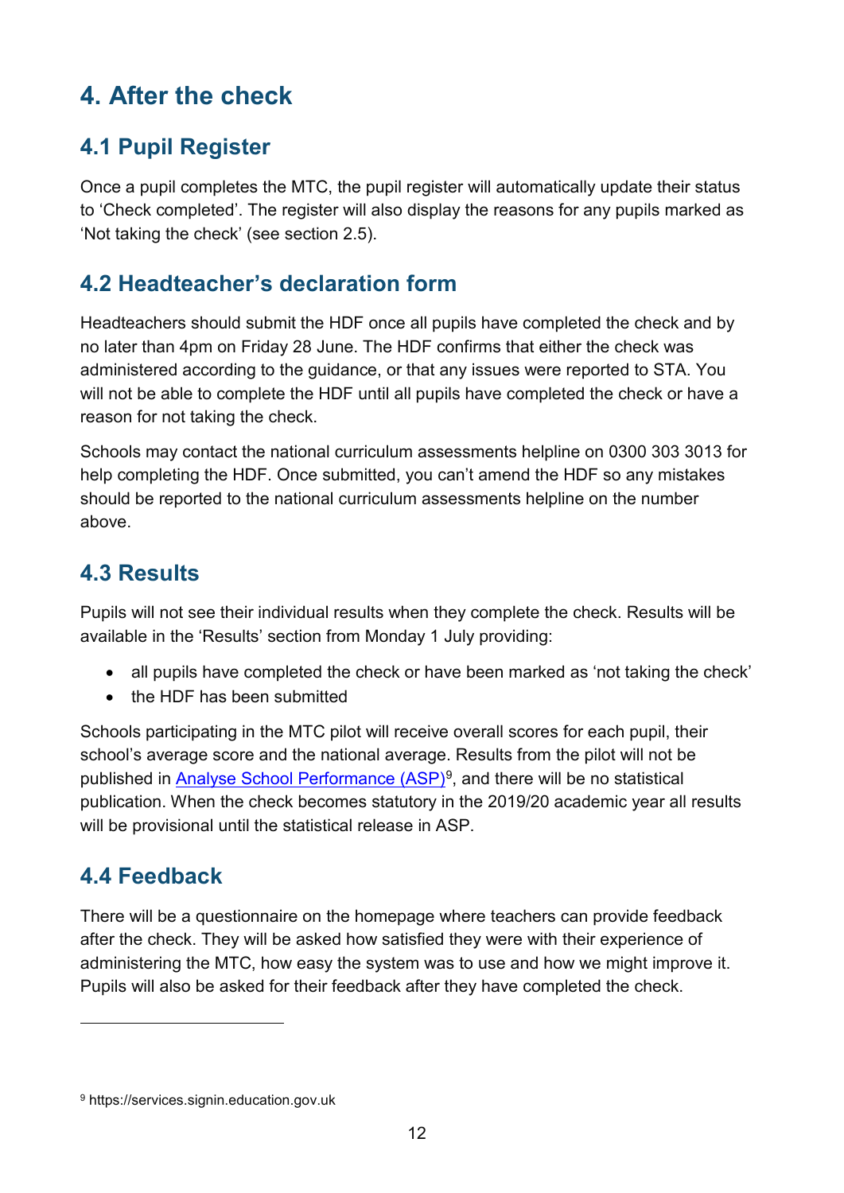# 4. After the check

## 4.1 Pupil Register

Once a pupil completes the MTC, the pupil register will automatically update their status to 'Check completed'. The register will also display the reasons for any pupils marked as 'Not taking the check' (see section 2.5).

## 4.2 Headteacher's declaration form

Headteachers should submit the HDF once all pupils have completed the check and by no later than 4pm on Friday 28 June. The HDF confirms that either the check was administered according to the guidance, or that any issues were reported to STA. You will not be able to complete the HDF until all pupils have completed the check or have a reason for not taking the check.

Schools may contact the national curriculum assessments helpline on 0300 303 3013 for help completing the HDF. Once submitted, you can't amend the HDF so any mistakes should be reported to the national curriculum assessments helpline on the number above.

## 4.3 Results

Pupils will not see their individual results when they complete the check. Results will be available in the 'Results' section from Monday 1 July providing:

- all pupils have completed the check or have been marked as 'not taking the check'
- the HDF has been submitted

Schools participating in the MTC pilot will receive overall scores for each pupil, their school's average score and the national average. Results from the pilot will not be published in [Analyse School Performance (ASP)](https://services.signin.education.gov.uk)[9], and there will be no statistical publication. When the check becomes statutory in the 2019/20 academic year all results will be provisional until the statistical release in ASP.

## 4.4 Feedback

There will be a questionnaire on the homepage where teachers can provide feedback after the check. They will be asked how satisfied they were with their experience of administering the MTC, how easy the system was to use and how we might improve it. Pupils will also be asked for their feedback after they have completed the check.

---

[9] https://services.signin.education.gov.uk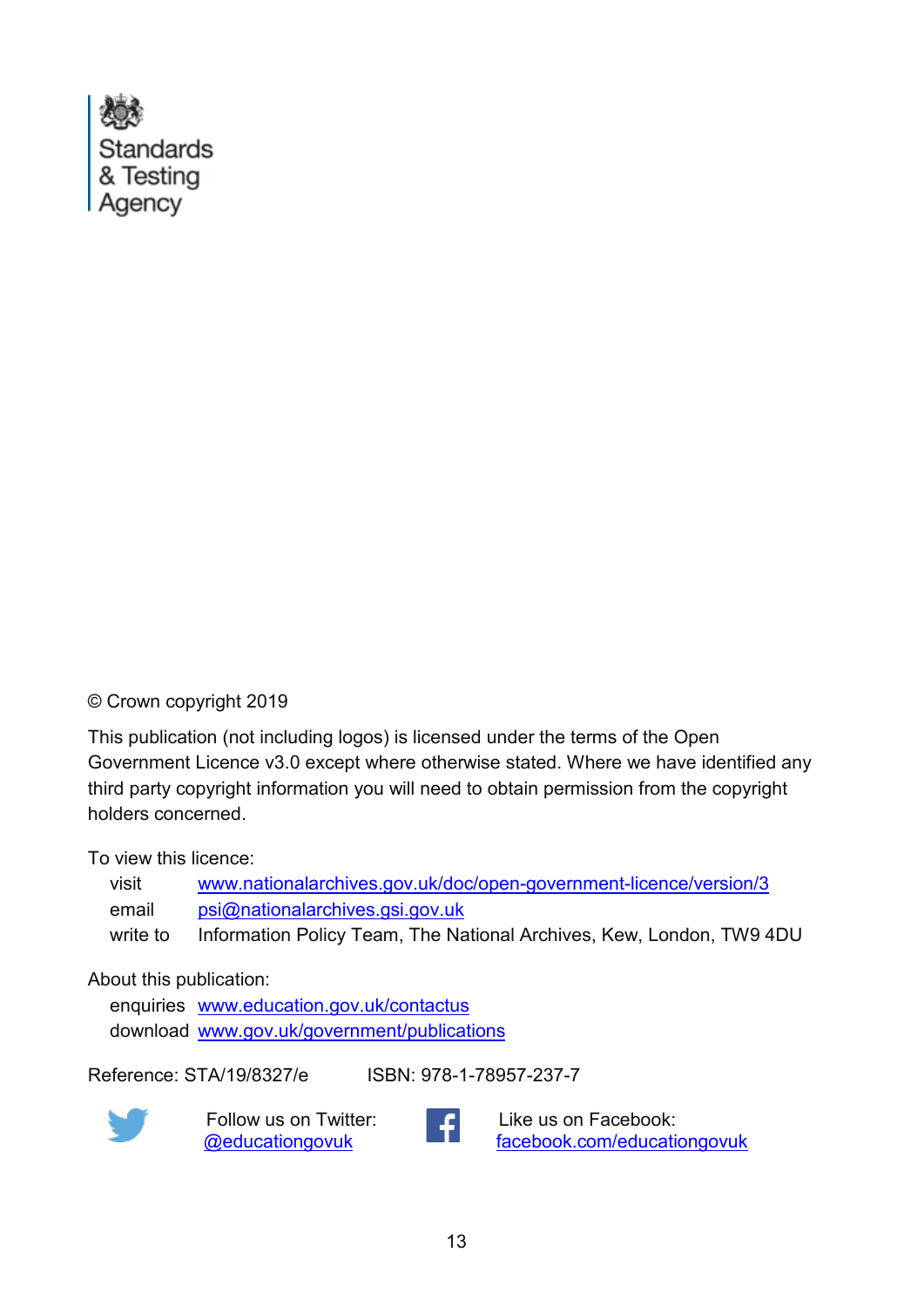Standards
& Testing
Agency

© Crown copyright 2019

This publication (not including logos) is licensed under the terms of the Open Government Licence v3.0 except where otherwise stated. Where we have identified any third party copyright information you will need to obtain permission from the copyright holders concerned.

To view this licence:

visit www.nationalarchives.gov.uk/doc/open-government-licence/version/3
email psi@nationalarchives.gsi.gov.uk
write to Information Policy Team, The National Archives, Kew, London, TW9 4DU

About this publication:

enquiries www.education.gov.uk/contactus
download www.gov.uk/government/publications

Reference: STA/19/8327/e ISBN: 978-1-78957-237-7

Follow us on Twitter:
@educationgovuk

Like us on Facebook:
facebook.com/educationgovuk